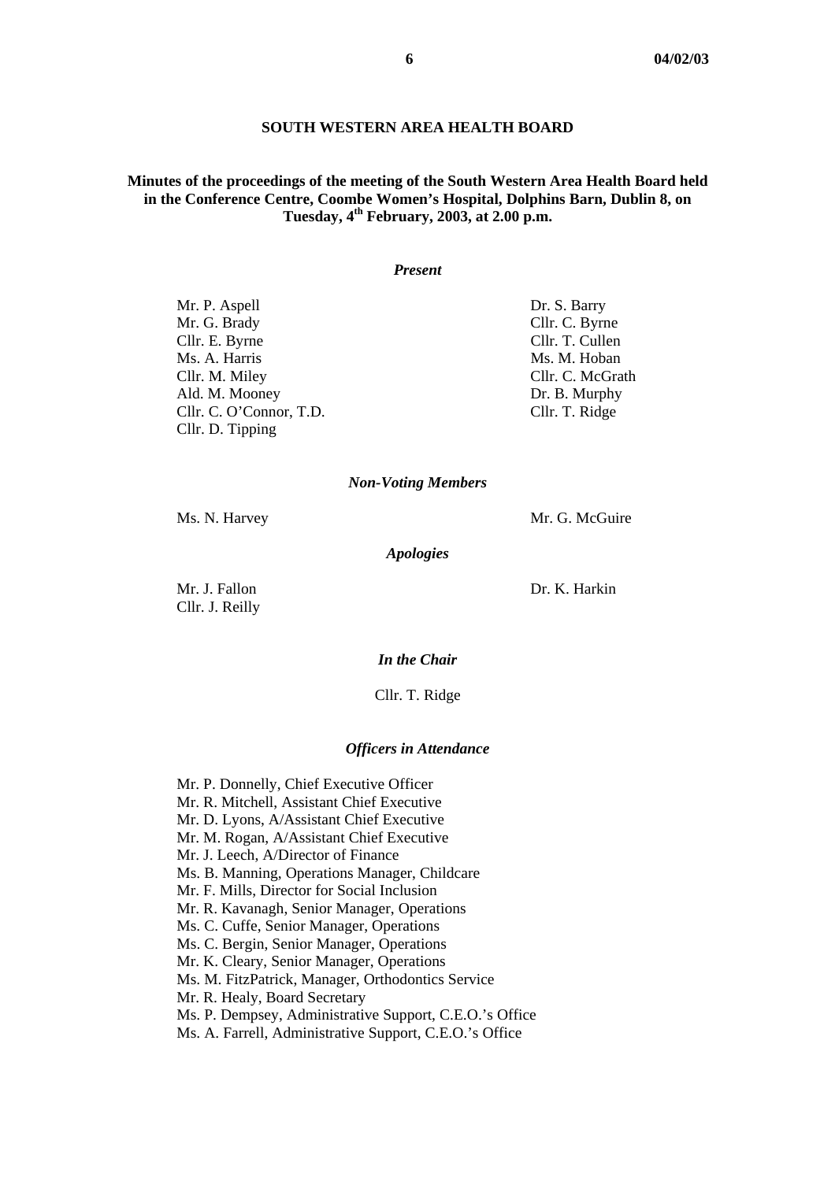# SOUTH WESTERN AREA HEALTH BOARD

**Minutes of the proceedings of the meeting of the South Western Area Health Board held in the Conference Centre, Coombe Women's Hospital, Dolphins Barn, Dublin 8, on Tuesday, 4th February, 2003, at 2.00 p.m.**

*Present*

Mr. P. Aspell
Mr. G. Brady
Cllr. E. Byrne
Ms. A. Harris
Cllr. M. Miley
Ald. M. Mooney
Cllr. C. O'Connor, T.D.
Cllr. D. Tipping
Dr. S. Barry
Cllr. C. Byrne
Cllr. T. Cullen
Ms. M. Hoban
Cllr. C. McGrath
Dr. B. Murphy
Cllr. T. Ridge

*Non-Voting Members*

Ms. N. Harvey
Mr. G. McGuire

*Apologies*

Mr. J. Fallon
Cllr. J. Reilly
Dr. K. Harkin

*In the Chair*

Cllr. T. Ridge

*Officers in Attendance*

Mr. P. Donnelly, Chief Executive Officer
Mr. R. Mitchell, Assistant Chief Executive
Mr. D. Lyons, A/Assistant Chief Executive
Mr. M. Rogan, A/Assistant Chief Executive
Mr. J. Leech, A/Director of Finance
Ms. B. Manning, Operations Manager, Childcare
Mr. F. Mills, Director for Social Inclusion
Mr. R. Kavanagh, Senior Manager, Operations
Ms. C. Cuffe, Senior Manager, Operations
Ms. C. Bergin, Senior Manager, Operations
Mr. K. Cleary, Senior Manager, Operations
Ms. M. FitzPatrick, Manager, Orthodontics Service
Mr. R. Healy, Board Secretary
Ms. P. Dempsey, Administrative Support, C.E.O.'s Office
Ms. A. Farrell, Administrative Support, C.E.O.'s Office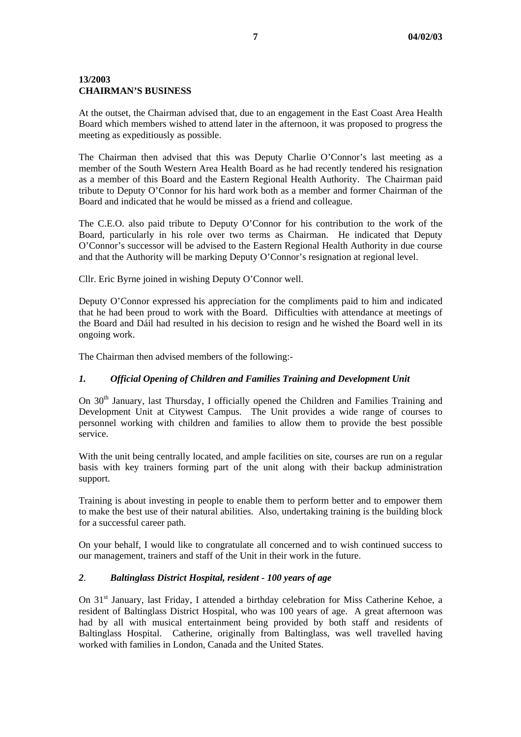**13/2003**
**CHAIRMAN'S BUSINESS**

At the outset, the Chairman advised that, due to an engagement in the East Coast Area Health Board which members wished to attend later in the afternoon, it was proposed to progress the meeting as expeditiously as possible.

The Chairman then advised that this was Deputy Charlie O'Connor's last meeting as a member of the South Western Area Health Board as he had recently tendered his resignation as a member of this Board and the Eastern Regional Health Authority. The Chairman paid tribute to Deputy O'Connor for his hard work both as a member and former Chairman of the Board and indicated that he would be missed as a friend and colleague.

The C.E.O. also paid tribute to Deputy O'Connor for his contribution to the work of the Board, particularly in his role over two terms as Chairman. He indicated that Deputy O'Connor's successor will be advised to the Eastern Regional Health Authority in due course and that the Authority will be marking Deputy O'Connor's resignation at regional level.

Cllr. Eric Byrne joined in wishing Deputy O'Connor well.

Deputy O'Connor expressed his appreciation for the compliments paid to him and indicated that he had been proud to work with the Board. Difficulties with attendance at meetings of the Board and Dáil had resulted in his decision to resign and he wished the Board well in its ongoing work.

The Chairman then advised members of the following:-

### *1. Official Opening of Children and Families Training and Development Unit*

On 30th January, last Thursday, I officially opened the Children and Families Training and Development Unit at Citywest Campus. The Unit provides a wide range of courses to personnel working with children and families to allow them to provide the best possible service.

With the unit being centrally located, and ample facilities on site, courses are run on a regular basis with key trainers forming part of the unit along with their backup administration support.

Training is about investing in people to enable them to perform better and to empower them to make the best use of their natural abilities. Also, undertaking training is the building block for a successful career path.

On your behalf, I would like to congratulate all concerned and to wish continued success to our management, trainers and staff of the Unit in their work in the future.

### *2. Baltinglass District Hospital, resident - 100 years of age*

On 31st January, last Friday, I attended a birthday celebration for Miss Catherine Kehoe, a resident of Baltinglass District Hospital, who was 100 years of age. A great afternoon was had by all with musical entertainment being provided by both staff and residents of Baltinglass Hospital. Catherine, originally from Baltinglass, was well travelled having worked with families in London, Canada and the United States.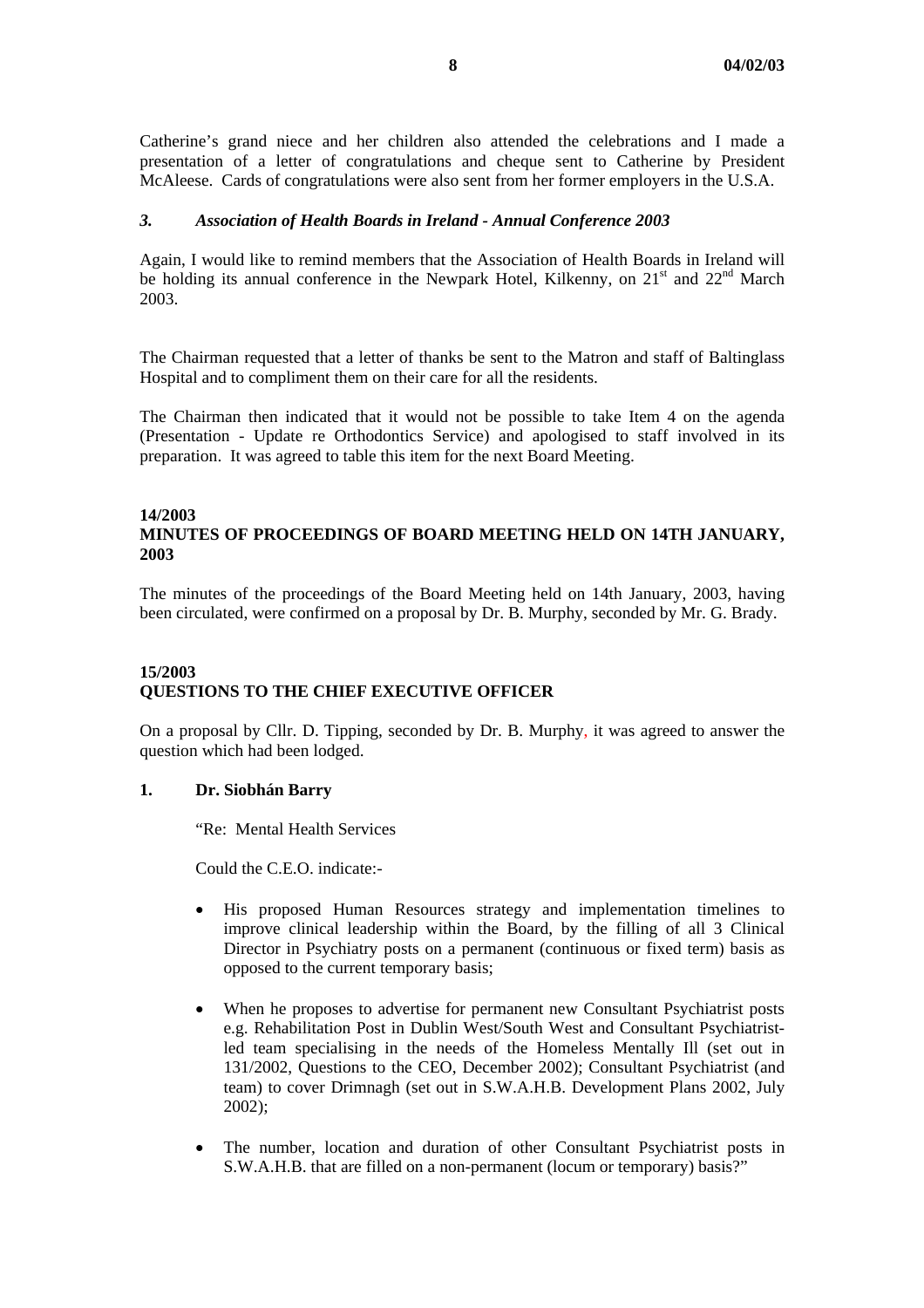Catherine's grand niece and her children also attended the celebrations and I made a presentation of a letter of congratulations and cheque sent to Catherine by President McAleese. Cards of congratulations were also sent from her former employers in the U.S.A.

### *3. Association of Health Boards in Ireland - Annual Conference 2003*

Again, I would like to remind members that the Association of Health Boards in Ireland will be holding its annual conference in the Newpark Hotel, Kilkenny, on 21st and 22nd March 2003.

The Chairman requested that a letter of thanks be sent to the Matron and staff of Baltinglass Hospital and to compliment them on their care for all the residents.

The Chairman then indicated that it would not be possible to take Item 4 on the agenda (Presentation - Update re Orthodontics Service) and apologised to staff involved in its preparation. It was agreed to table this item for the next Board Meeting.

## 14/2003
## MINUTES OF PROCEEDINGS OF BOARD MEETING HELD ON 14TH JANUARY, 2003

The minutes of the proceedings of the Board Meeting held on 14th January, 2003, having been circulated, were confirmed on a proposal by Dr. B. Murphy, seconded by Mr. G. Brady.

## 15/2003
## QUESTIONS TO THE CHIEF EXECUTIVE OFFICER

On a proposal by Cllr. D. Tipping, seconded by Dr. B. Murphy, it was agreed to answer the question which had been lodged.

**1. Dr. Siobhán Barry**

"Re: Mental Health Services

Could the C.E.O. indicate:-

- His proposed Human Resources strategy and implementation timelines to improve clinical leadership within the Board, by the filling of all 3 Clinical Director in Psychiatry posts on a permanent (continuous or fixed term) basis as opposed to the current temporary basis;
- When he proposes to advertise for permanent new Consultant Psychiatrist posts e.g. Rehabilitation Post in Dublin West/South West and Consultant Psychiatrist-led team specialising in the needs of the Homeless Mentally Ill (set out in 131/2002, Questions to the CEO, December 2002); Consultant Psychiatrist (and team) to cover Drimnagh (set out in S.W.A.H.B. Development Plans 2002, July 2002);
- The number, location and duration of other Consultant Psychiatrist posts in S.W.A.H.B. that are filled on a non-permanent (locum or temporary) basis?"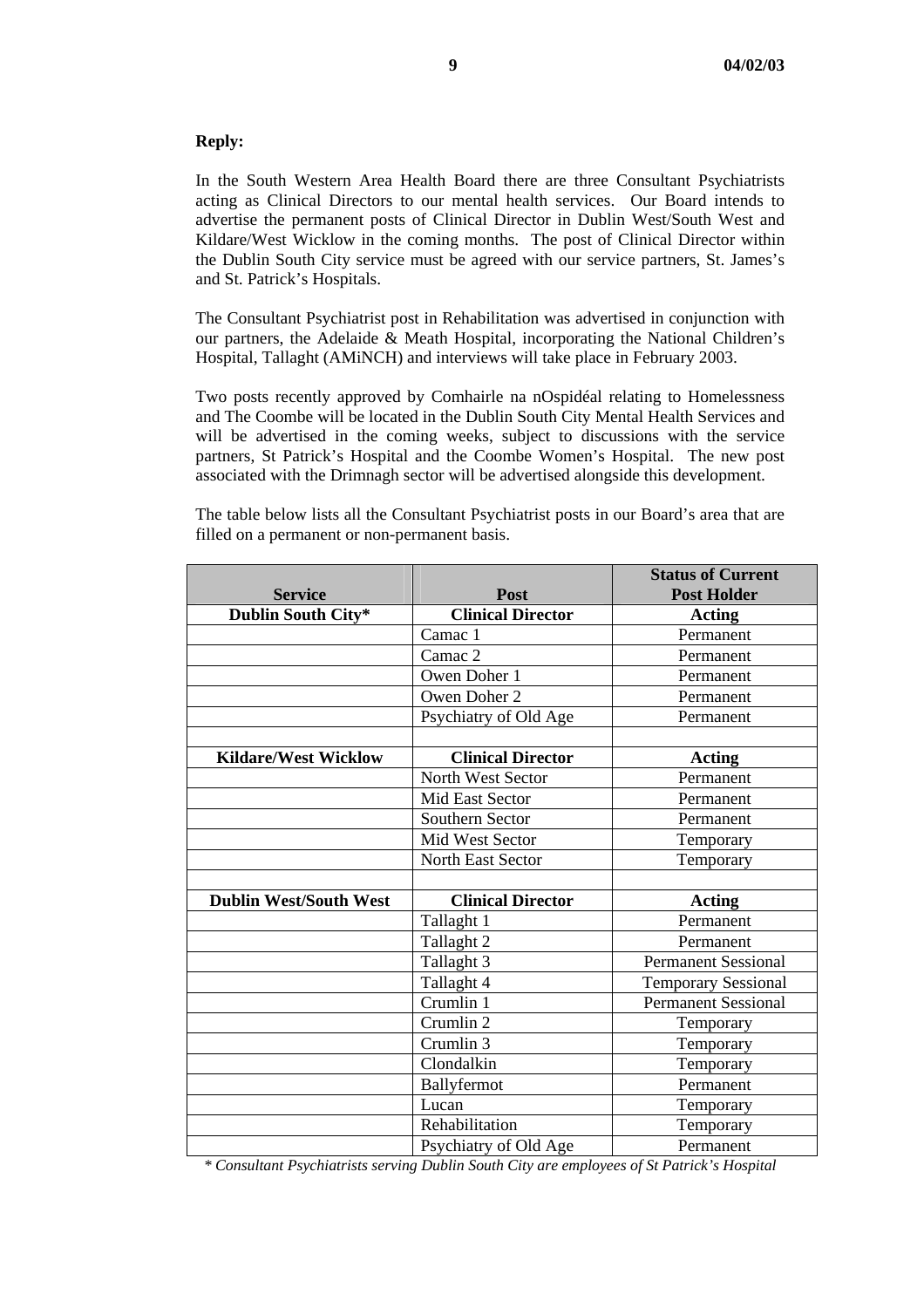**Reply:**

In the South Western Area Health Board there are three Consultant Psychiatrists acting as Clinical Directors to our mental health services. Our Board intends to advertise the permanent posts of Clinical Director in Dublin West/South West and Kildare/West Wicklow in the coming months. The post of Clinical Director within the Dublin South City service must be agreed with our service partners, St. James's and St. Patrick's Hospitals.

The Consultant Psychiatrist post in Rehabilitation was advertised in conjunction with our partners, the Adelaide & Meath Hospital, incorporating the National Children's Hospital, Tallaght (AMiNCH) and interviews will take place in February 2003.

Two posts recently approved by Comhairle na nOspidéal relating to Homelessness and The Coombe will be located in the Dublin South City Mental Health Services and will be advertised in the coming weeks, subject to discussions with the service partners, St Patrick's Hospital and the Coombe Women's Hospital. The new post associated with the Drimnagh sector will be advertised alongside this development.

The table below lists all the Consultant Psychiatrist posts in our Board's area that are filled on a permanent or non-permanent basis.

| Service | Post | Status of Current Post Holder |
|---|---|---|
| **Dublin South City*** | **Clinical Director** | **Acting** |
| | Camac 1 | Permanent |
| | Camac 2 | Permanent |
| | Owen Doher 1 | Permanent |
| | Owen Doher 2 | Permanent |
| | Psychiatry of Old Age | Permanent |
| | | |
| **Kildare/West Wicklow** | **Clinical Director** | **Acting** |
| | North West Sector | Permanent |
| | Mid East Sector | Permanent |
| | Southern Sector | Permanent |
| | Mid West Sector | Temporary |
| | North East Sector | Temporary |
| | | |
| **Dublin West/South West** | **Clinical Director** | **Acting** |
| | Tallaght 1 | Permanent |
| | Tallaght 2 | Permanent |
| | Tallaght 3 | Permanent Sessional |
| | Tallaght 4 | Temporary Sessional |
| | Crumlin 1 | Permanent Sessional |
| | Crumlin 2 | Temporary |
| | Crumlin 3 | Temporary |
| | Clondalkin | Temporary |
| | Ballyfermot | Permanent |
| | Lucan | Temporary |
| | Rehabilitation | Temporary |
| | Psychiatry of Old Age | Permanent |

*\* Consultant Psychiatrists serving Dublin South City are employees of St Patrick's Hospital*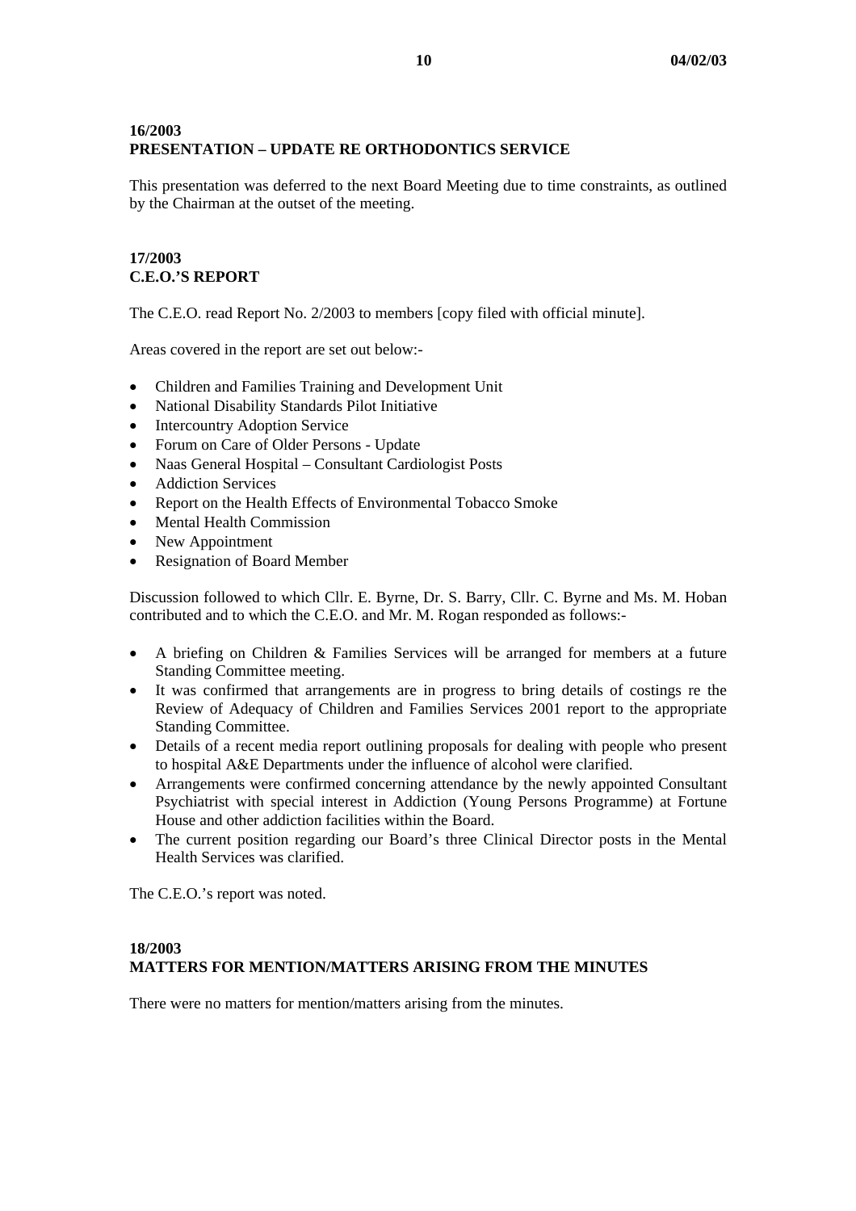**16/2003**
**PRESENTATION – UPDATE RE ORTHODONTICS SERVICE**

This presentation was deferred to the next Board Meeting due to time constraints, as outlined by the Chairman at the outset of the meeting.

**17/2003**
**C.E.O.'S REPORT**

The C.E.O. read Report No. 2/2003 to members [copy filed with official minute].

Areas covered in the report are set out below:-

- Children and Families Training and Development Unit
- National Disability Standards Pilot Initiative
- Intercountry Adoption Service
- Forum on Care of Older Persons - Update
- Naas General Hospital – Consultant Cardiologist Posts
- Addiction Services
- Report on the Health Effects of Environmental Tobacco Smoke
- Mental Health Commission
- New Appointment
- Resignation of Board Member

Discussion followed to which Cllr. E. Byrne, Dr. S. Barry, Cllr. C. Byrne and Ms. M. Hoban contributed and to which the C.E.O. and Mr. M. Rogan responded as follows:-

- A briefing on Children & Families Services will be arranged for members at a future Standing Committee meeting.
- It was confirmed that arrangements are in progress to bring details of costings re the Review of Adequacy of Children and Families Services 2001 report to the appropriate Standing Committee.
- Details of a recent media report outlining proposals for dealing with people who present to hospital A&E Departments under the influence of alcohol were clarified.
- Arrangements were confirmed concerning attendance by the newly appointed Consultant Psychiatrist with special interest in Addiction (Young Persons Programme) at Fortune House and other addiction facilities within the Board.
- The current position regarding our Board's three Clinical Director posts in the Mental Health Services was clarified.

The C.E.O.'s report was noted.

**18/2003**
**MATTERS FOR MENTION/MATTERS ARISING FROM THE MINUTES**

There were no matters for mention/matters arising from the minutes.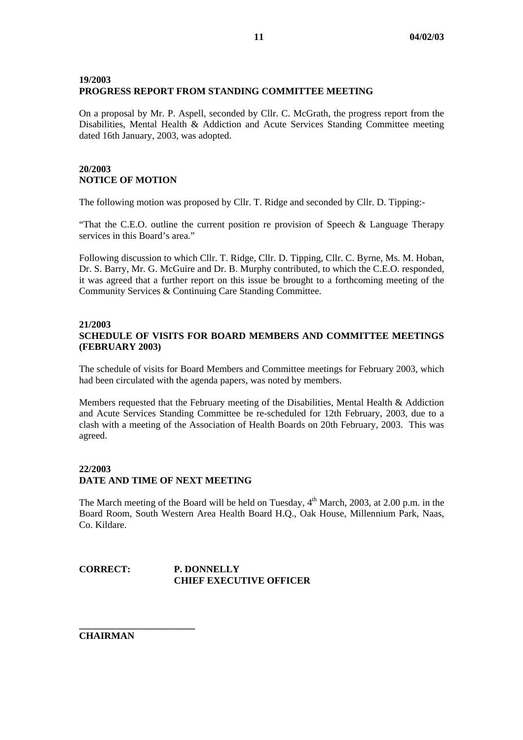**19/2003**
**PROGRESS REPORT FROM STANDING COMMITTEE MEETING**

On a proposal by Mr. P. Aspell, seconded by Cllr. C. McGrath, the progress report from the Disabilities, Mental Health & Addiction and Acute Services Standing Committee meeting dated 16th January, 2003, was adopted.

**20/2003**
**NOTICE OF MOTION**

The following motion was proposed by Cllr. T. Ridge and seconded by Cllr. D. Tipping:-

"That the C.E.O. outline the current position re provision of Speech & Language Therapy services in this Board's area."

Following discussion to which Cllr. T. Ridge, Cllr. D. Tipping, Cllr. C. Byrne, Ms. M. Hoban, Dr. S. Barry, Mr. G. McGuire and Dr. B. Murphy contributed, to which the C.E.O. responded, it was agreed that a further report on this issue be brought to a forthcoming meeting of the Community Services & Continuing Care Standing Committee.

**21/2003**
**SCHEDULE OF VISITS FOR BOARD MEMBERS AND COMMITTEE MEETINGS (FEBRUARY 2003)**

The schedule of visits for Board Members and Committee meetings for February 2003, which had been circulated with the agenda papers, was noted by members.

Members requested that the February meeting of the Disabilities, Mental Health & Addiction and Acute Services Standing Committee be re-scheduled for 12th February, 2003, due to a clash with a meeting of the Association of Health Boards on 20th February, 2003. This was agreed.

**22/2003**
**DATE AND TIME OF NEXT MEETING**

The March meeting of the Board will be held on Tuesday, 4th March, 2003, at 2.00 p.m. in the Board Room, South Western Area Health Board H.Q., Oak House, Millennium Park, Naas, Co. Kildare.

**CORRECT:** **P. DONNELLY**
**CHIEF EXECUTIVE OFFICER**

________________________
**CHAIRMAN**